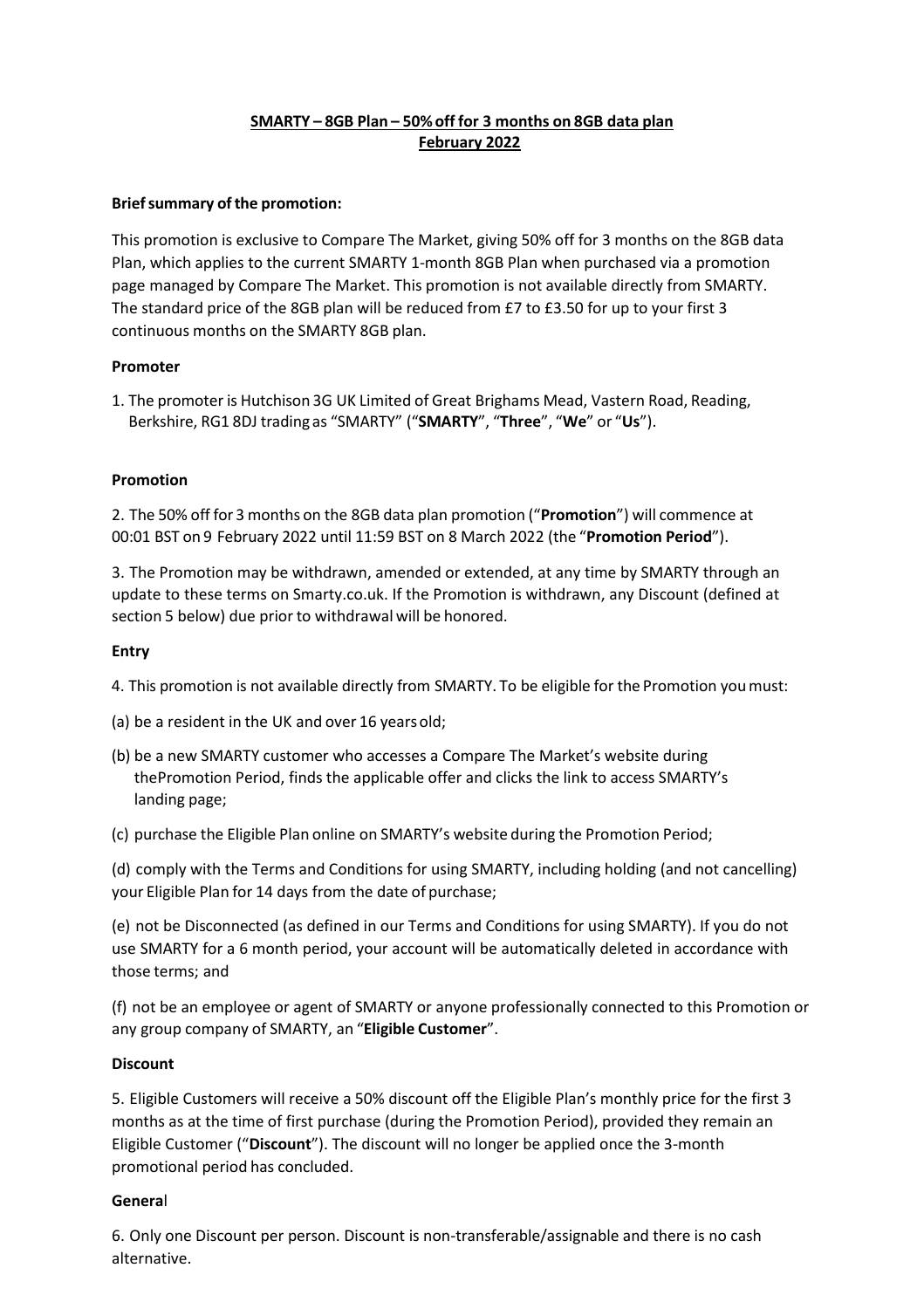**SMARTY – 8GB Plan – 50% off for 3 months on 8GB data plan**
**February 2022**

**Brief summary of the promotion:**

This promotion is exclusive to Compare The Market, giving 50% off for 3 months on the 8GB data Plan, which applies to the current SMARTY 1-month 8GB Plan when purchased via a promotion page managed by Compare The Market. This promotion is not available directly from SMARTY. The standard price of the 8GB plan will be reduced from £7 to £3.50 for up to your first 3 continuous months on the SMARTY 8GB plan.

**Promoter**

1. The promoter is Hutchison 3G UK Limited of Great Brighams Mead, Vastern Road, Reading, Berkshire, RG1 8DJ trading as "SMARTY" ("**SMARTY**", "**Three**", "**We**" or "**Us**").

**Promotion**

2. The 50% off for 3 months on the 8GB data plan promotion ("**Promotion**") will commence at 00:01 BST on 9 February 2022 until 11:59 BST on 8 March 2022 (the "**Promotion Period**").

3. The Promotion may be withdrawn, amended or extended, at any time by SMARTY through an update to these terms on Smarty.co.uk. If the Promotion is withdrawn, any Discount (defined at section 5 below) due prior to withdrawal will be honored.

**Entry**

4. This promotion is not available directly from SMARTY. To be eligible for the Promotion you must:

(a) be a resident in the UK and over 16 years old;

(b) be a new SMARTY customer who accesses a Compare The Market's website during thePromotion Period, finds the applicable offer and clicks the link to access SMARTY's landing page;

(c) purchase the Eligible Plan online on SMARTY's website during the Promotion Period;

(d) comply with the Terms and Conditions for using SMARTY, including holding (and not cancelling) your Eligible Plan for 14 days from the date of purchase;

(e) not be Disconnected (as defined in our Terms and Conditions for using SMARTY). If you do not use SMARTY for a 6 month period, your account will be automatically deleted in accordance with those terms; and

(f) not be an employee or agent of SMARTY or anyone professionally connected to this Promotion or any group company of SMARTY, an "**Eligible Customer**".

**Discount**

5. Eligible Customers will receive a 50% discount off the Eligible Plan's monthly price for the first 3 months as at the time of first purchase (during the Promotion Period), provided they remain an Eligible Customer ("**Discount**"). The discount will no longer be applied once the 3-month promotional period has concluded.

**General**

6. Only one Discount per person. Discount is non-transferable/assignable and there is no cash alternative.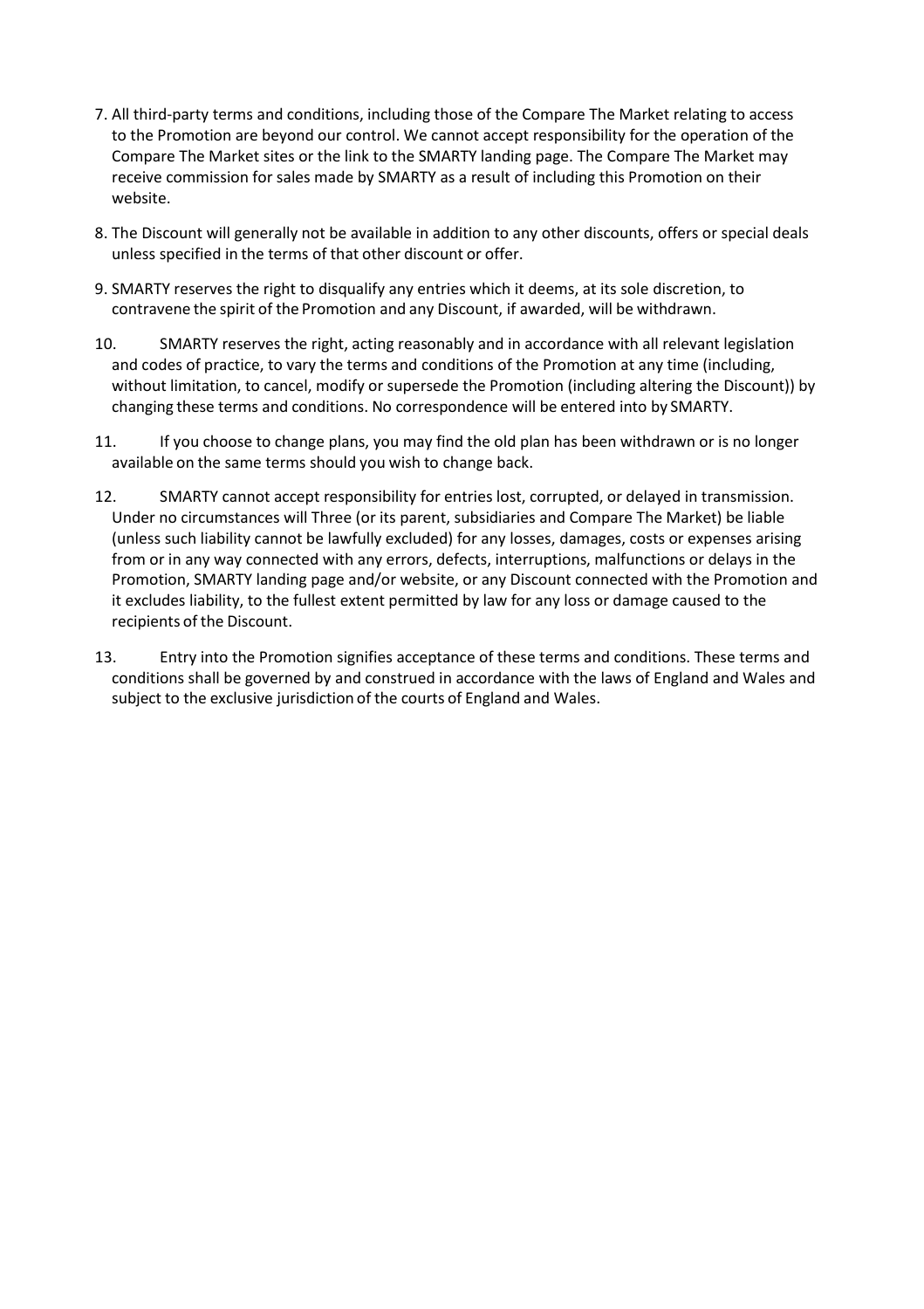7. All third-party terms and conditions, including those of the Compare The Market relating to access to the Promotion are beyond our control. We cannot accept responsibility for the operation of the Compare The Market sites or the link to the SMARTY landing page. The Compare The Market may receive commission for sales made by SMARTY as a result of including this Promotion on their website.

8. The Discount will generally not be available in addition to any other discounts, offers or special deals unless specified in the terms of that other discount or offer.

9. SMARTY reserves the right to disqualify any entries which it deems, at its sole discretion, to contravene the spirit of the Promotion and any Discount, if awarded, will be withdrawn.

10. SMARTY reserves the right, acting reasonably and in accordance with all relevant legislation and codes of practice, to vary the terms and conditions of the Promotion at any time (including, without limitation, to cancel, modify or supersede the Promotion (including altering the Discount)) by changing these terms and conditions. No correspondence will be entered into by SMARTY.

11. If you choose to change plans, you may find the old plan has been withdrawn or is no longer available on the same terms should you wish to change back.

12. SMARTY cannot accept responsibility for entries lost, corrupted, or delayed in transmission. Under no circumstances will Three (or its parent, subsidiaries and Compare The Market) be liable (unless such liability cannot be lawfully excluded) for any losses, damages, costs or expenses arising from or in any way connected with any errors, defects, interruptions, malfunctions or delays in the Promotion, SMARTY landing page and/or website, or any Discount connected with the Promotion and it excludes liability, to the fullest extent permitted by law for any loss or damage caused to the recipients of the Discount.

13. Entry into the Promotion signifies acceptance of these terms and conditions. These terms and conditions shall be governed by and construed in accordance with the laws of England and Wales and subject to the exclusive jurisdiction of the courts of England and Wales.